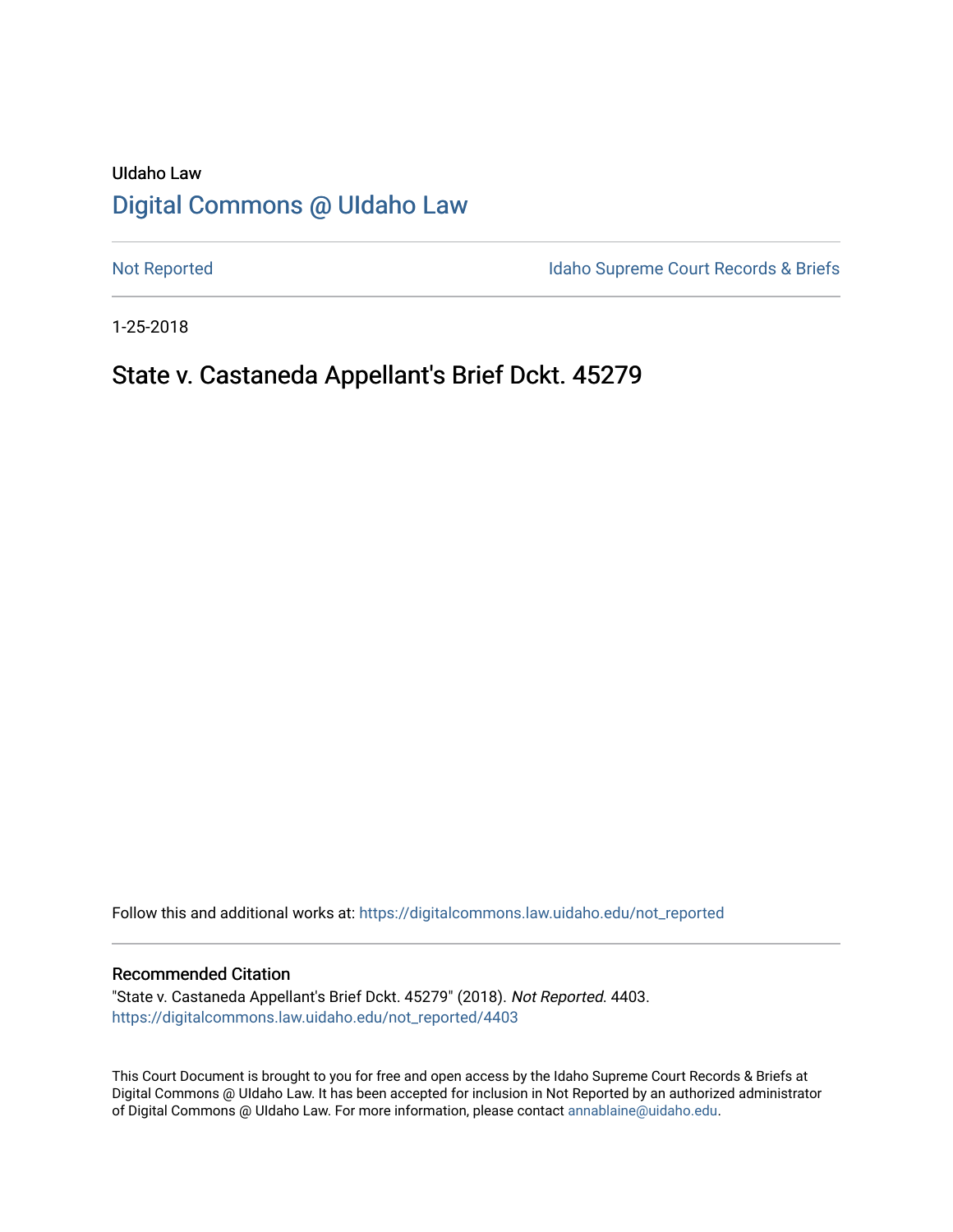UIdaho Law

# Digital Commons @ UIdaho Law

Not Reported

Idaho Supreme Court Records & Briefs

1-25-2018

## State v. Castaneda Appellant's Brief Dckt. 45279

Follow this and additional works at: https://digitalcommons.law.uidaho.edu/not_reported

### Recommended Citation

"State v. Castaneda Appellant's Brief Dckt. 45279" (2018). *Not Reported.* 4403.
https://digitalcommons.law.uidaho.edu/not_reported/4403

This Court Document is brought to you for free and open access by the Idaho Supreme Court Records & Briefs at Digital Commons @ UIdaho Law. It has been accepted for inclusion in Not Reported by an authorized administrator of Digital Commons @ UIdaho Law. For more information, please contact annablaine@uidaho.edu.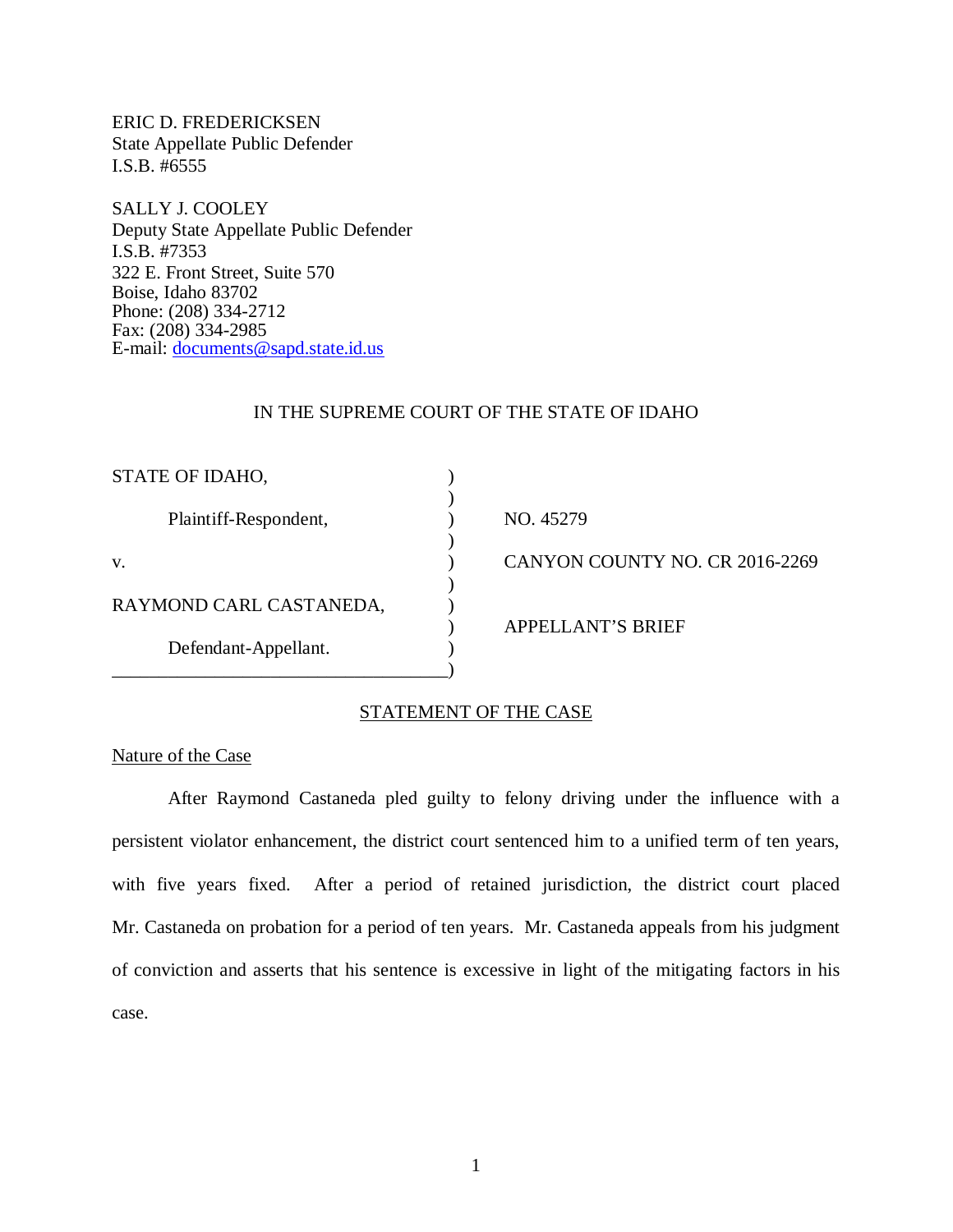ERIC D. FREDERICKSEN
State Appellate Public Defender
I.S.B. #6555

SALLY J. COOLEY
Deputy State Appellate Public Defender
I.S.B. #7353
322 E. Front Street, Suite 570
Boise, Idaho 83702
Phone: (208) 334-2712
Fax: (208) 334-2985
E-mail: documents@sapd.state.id.us

IN THE SUPREME COURT OF THE STATE OF IDAHO

| | |
|---|---|
| STATE OF IDAHO, | |
| Plaintiff-Respondent, | NO. 45279 |
| v. | CANYON COUNTY NO. CR 2016-2269 |
| RAYMOND CARL CASTANEDA, | |
| Defendant-Appellant. | APPELLANT'S BRIEF |

## STATEMENT OF THE CASE

### Nature of the Case

After Raymond Castaneda pled guilty to felony driving under the influence with a persistent violator enhancement, the district court sentenced him to a unified term of ten years, with five years fixed. After a period of retained jurisdiction, the district court placed Mr. Castaneda on probation for a period of ten years. Mr. Castaneda appeals from his judgment of conviction and asserts that his sentence is excessive in light of the mitigating factors in his case.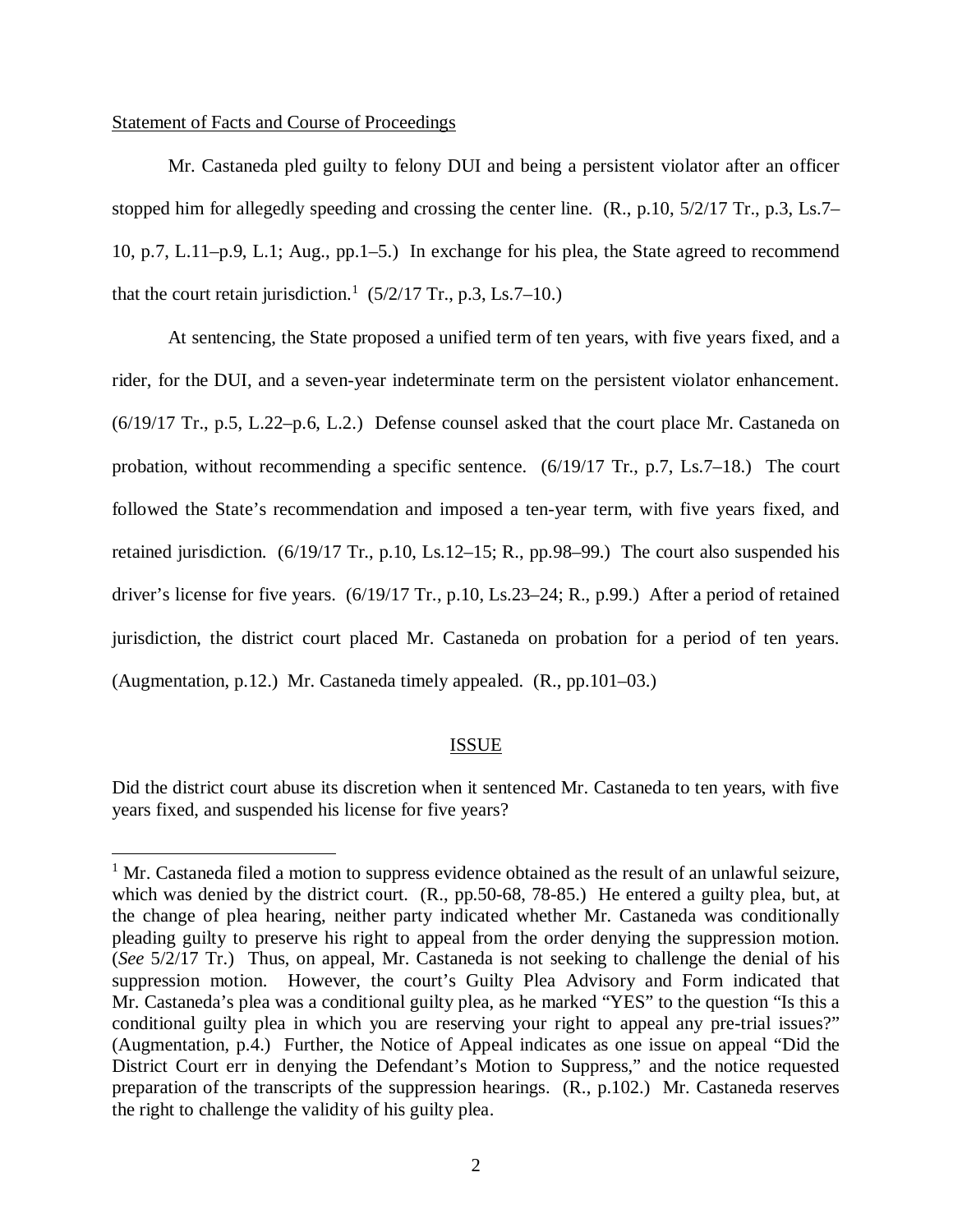Statement of Facts and Course of Proceedings

Mr. Castaneda pled guilty to felony DUI and being a persistent violator after an officer stopped him for allegedly speeding and crossing the center line. (R., p.10, 5/2/17 Tr., p.3, Ls.7–10, p.7, L.11–p.9, L.1; Aug., pp.1–5.) In exchange for his plea, the State agreed to recommend that the court retain jurisdiction.[1] (5/2/17 Tr., p.3, Ls.7–10.)

At sentencing, the State proposed a unified term of ten years, with five years fixed, and a rider, for the DUI, and a seven-year indeterminate term on the persistent violator enhancement. (6/19/17 Tr., p.5, L.22–p.6, L.2.) Defense counsel asked that the court place Mr. Castaneda on probation, without recommending a specific sentence. (6/19/17 Tr., p.7, Ls.7–18.) The court followed the State's recommendation and imposed a ten-year term, with five years fixed, and retained jurisdiction. (6/19/17 Tr., p.10, Ls.12–15; R., pp.98–99.) The court also suspended his driver's license for five years. (6/19/17 Tr., p.10, Ls.23–24; R., p.99.) After a period of retained jurisdiction, the district court placed Mr. Castaneda on probation for a period of ten years. (Augmentation, p.12.) Mr. Castaneda timely appealed. (R., pp.101–03.)

## ISSUE

Did the district court abuse its discretion when it sentenced Mr. Castaneda to ten years, with five years fixed, and suspended his license for five years?

[1] Mr. Castaneda filed a motion to suppress evidence obtained as the result of an unlawful seizure, which was denied by the district court. (R., pp.50-68, 78-85.) He entered a guilty plea, but, at the change of plea hearing, neither party indicated whether Mr. Castaneda was conditionally pleading guilty to preserve his right to appeal from the order denying the suppression motion. (*See* 5/2/17 Tr.) Thus, on appeal, Mr. Castaneda is not seeking to challenge the denial of his suppression motion. However, the court's Guilty Plea Advisory and Form indicated that Mr. Castaneda's plea was a conditional guilty plea, as he marked "YES" to the question "Is this a conditional guilty plea in which you are reserving your right to appeal any pre-trial issues?" (Augmentation, p.4.) Further, the Notice of Appeal indicates as one issue on appeal "Did the District Court err in denying the Defendant's Motion to Suppress," and the notice requested preparation of the transcripts of the suppression hearings. (R., p.102.) Mr. Castaneda reserves the right to challenge the validity of his guilty plea.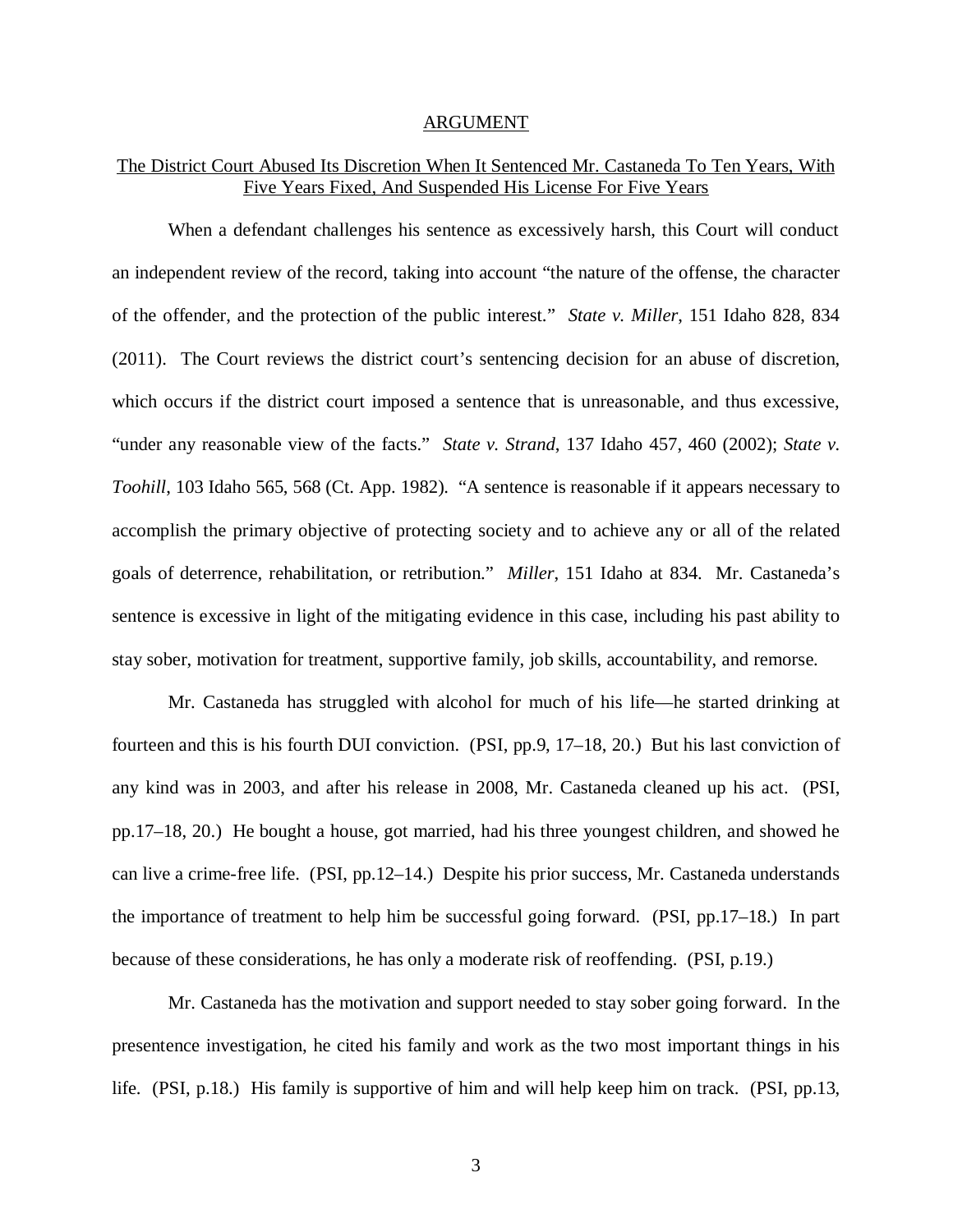## ARGUMENT

### The District Court Abused Its Discretion When It Sentenced Mr. Castaneda To Ten Years, With Five Years Fixed, And Suspended His License For Five Years

When a defendant challenges his sentence as excessively harsh, this Court will conduct an independent review of the record, taking into account "the nature of the offense, the character of the offender, and the protection of the public interest." *State v. Miller*, 151 Idaho 828, 834 (2011). The Court reviews the district court's sentencing decision for an abuse of discretion, which occurs if the district court imposed a sentence that is unreasonable, and thus excessive, "under any reasonable view of the facts." *State v. Strand*, 137 Idaho 457, 460 (2002); *State v. Toohill*, 103 Idaho 565, 568 (Ct. App. 1982). "A sentence is reasonable if it appears necessary to accomplish the primary objective of protecting society and to achieve any or all of the related goals of deterrence, rehabilitation, or retribution." *Miller*, 151 Idaho at 834. Mr. Castaneda's sentence is excessive in light of the mitigating evidence in this case, including his past ability to stay sober, motivation for treatment, supportive family, job skills, accountability, and remorse.

Mr. Castaneda has struggled with alcohol for much of his life—he started drinking at fourteen and this is his fourth DUI conviction. (PSI, pp.9, 17–18, 20.) But his last conviction of any kind was in 2003, and after his release in 2008, Mr. Castaneda cleaned up his act. (PSI, pp.17–18, 20.) He bought a house, got married, had his three youngest children, and showed he can live a crime-free life. (PSI, pp.12–14.) Despite his prior success, Mr. Castaneda understands the importance of treatment to help him be successful going forward. (PSI, pp.17–18.) In part because of these considerations, he has only a moderate risk of reoffending. (PSI, p.19.)

Mr. Castaneda has the motivation and support needed to stay sober going forward. In the presentence investigation, he cited his family and work as the two most important things in his life. (PSI, p.18.) His family is supportive of him and will help keep him on track. (PSI, pp.13,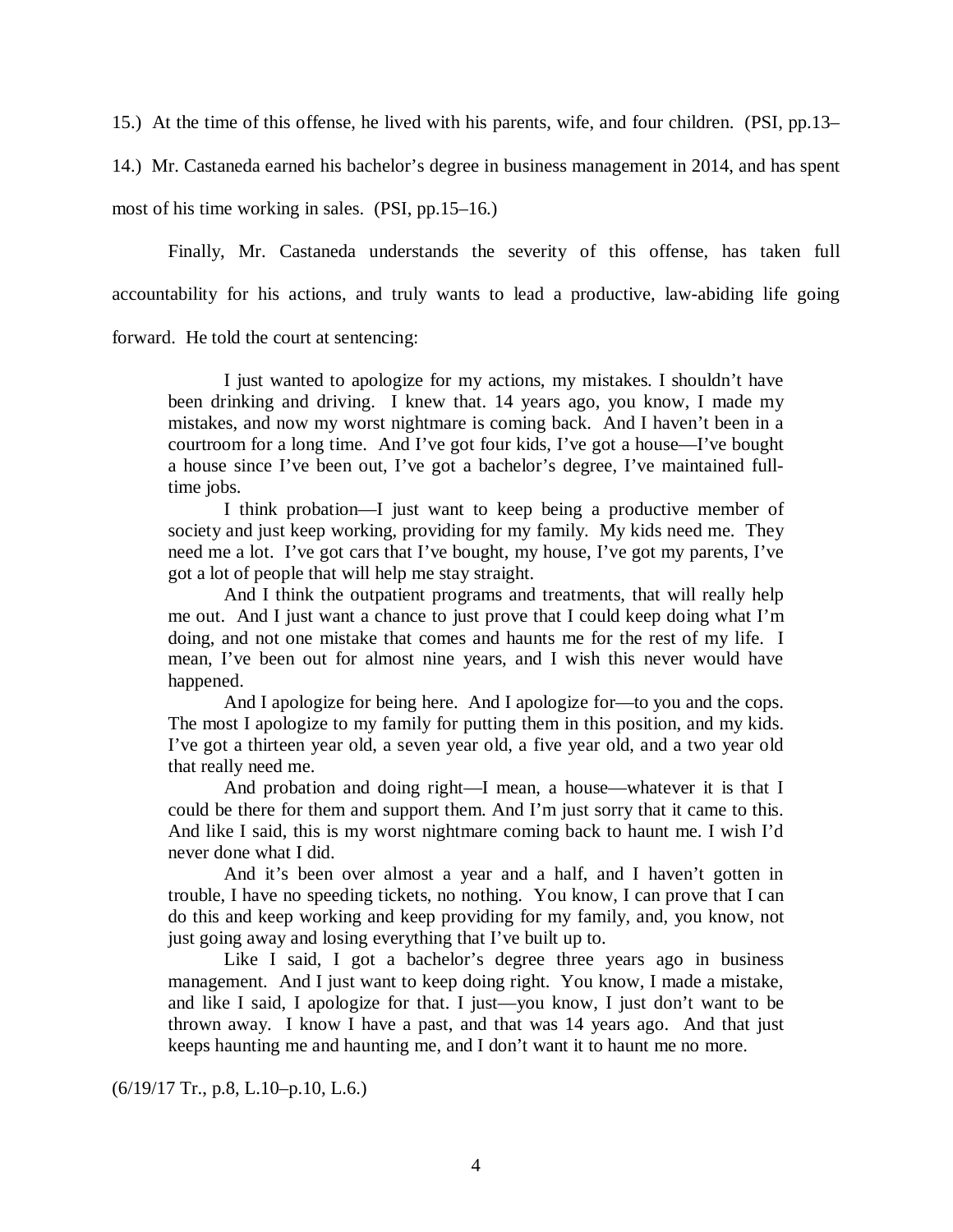15.) At the time of this offense, he lived with his parents, wife, and four children. (PSI, pp.13–14.) Mr. Castaneda earned his bachelor's degree in business management in 2014, and has spent most of his time working in sales. (PSI, pp.15–16.)

Finally, Mr. Castaneda understands the severity of this offense, has taken full accountability for his actions, and truly wants to lead a productive, law-abiding life going forward. He told the court at sentencing:

> I just wanted to apologize for my actions, my mistakes. I shouldn't have been drinking and driving. I knew that. 14 years ago, you know, I made my mistakes, and now my worst nightmare is coming back. And I haven't been in a courtroom for a long time. And I've got four kids, I've got a house—I've bought a house since I've been out, I've got a bachelor's degree, I've maintained full-time jobs.
>
> I think probation—I just want to keep being a productive member of society and just keep working, providing for my family. My kids need me. They need me a lot. I've got cars that I've bought, my house, I've got my parents, I've got a lot of people that will help me stay straight.
>
> And I think the outpatient programs and treatments, that will really help me out. And I just want a chance to just prove that I could keep doing what I'm doing, and not one mistake that comes and haunts me for the rest of my life. I mean, I've been out for almost nine years, and I wish this never would have happened.
>
> And I apologize for being here. And I apologize for—to you and the cops. The most I apologize to my family for putting them in this position, and my kids. I've got a thirteen year old, a seven year old, a five year old, and a two year old that really need me.
>
> And probation and doing right—I mean, a house—whatever it is that I could be there for them and support them. And I'm just sorry that it came to this. And like I said, this is my worst nightmare coming back to haunt me. I wish I'd never done what I did.
>
> And it's been over almost a year and a half, and I haven't gotten in trouble, I have no speeding tickets, no nothing. You know, I can prove that I can do this and keep working and keep providing for my family, and, you know, not just going away and losing everything that I've built up to.
>
> Like I said, I got a bachelor's degree three years ago in business management. And I just want to keep doing right. You know, I made a mistake, and like I said, I apologize for that. I just—you know, I just don't want to be thrown away. I know I have a past, and that was 14 years ago. And that just keeps haunting me and haunting me, and I don't want it to haunt me no more.

(6/19/17 Tr., p.8, L.10–p.10, L.6.)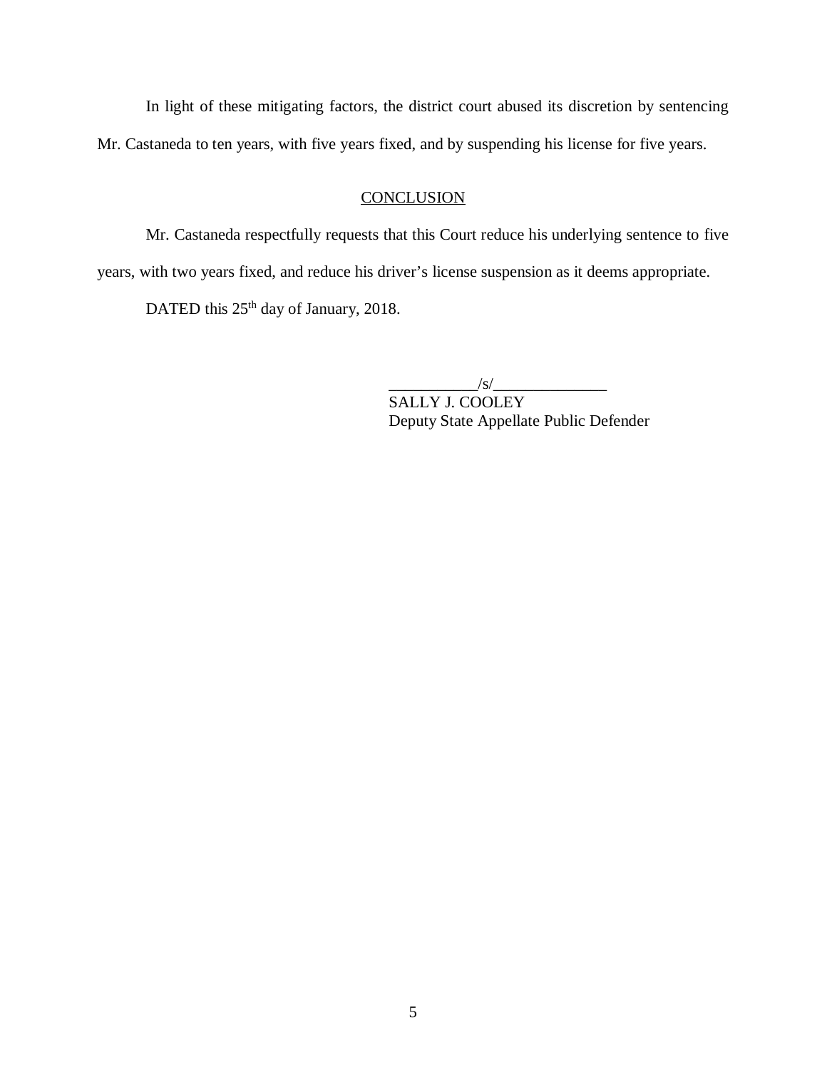In light of these mitigating factors, the district court abused its discretion by sentencing Mr. Castaneda to ten years, with five years fixed, and by suspending his license for five years.

## CONCLUSION

Mr. Castaneda respectfully requests that this Court reduce his underlying sentence to five years, with two years fixed, and reduce his driver's license suspension as it deems appropriate.

DATED this 25th day of January, 2018.

\_\_\_\_\_\_\_\_\_\_\_/s/\_\_\_\_\_\_\_\_\_\_\_\_\_\_
SALLY J. COOLEY
Deputy State Appellate Public Defender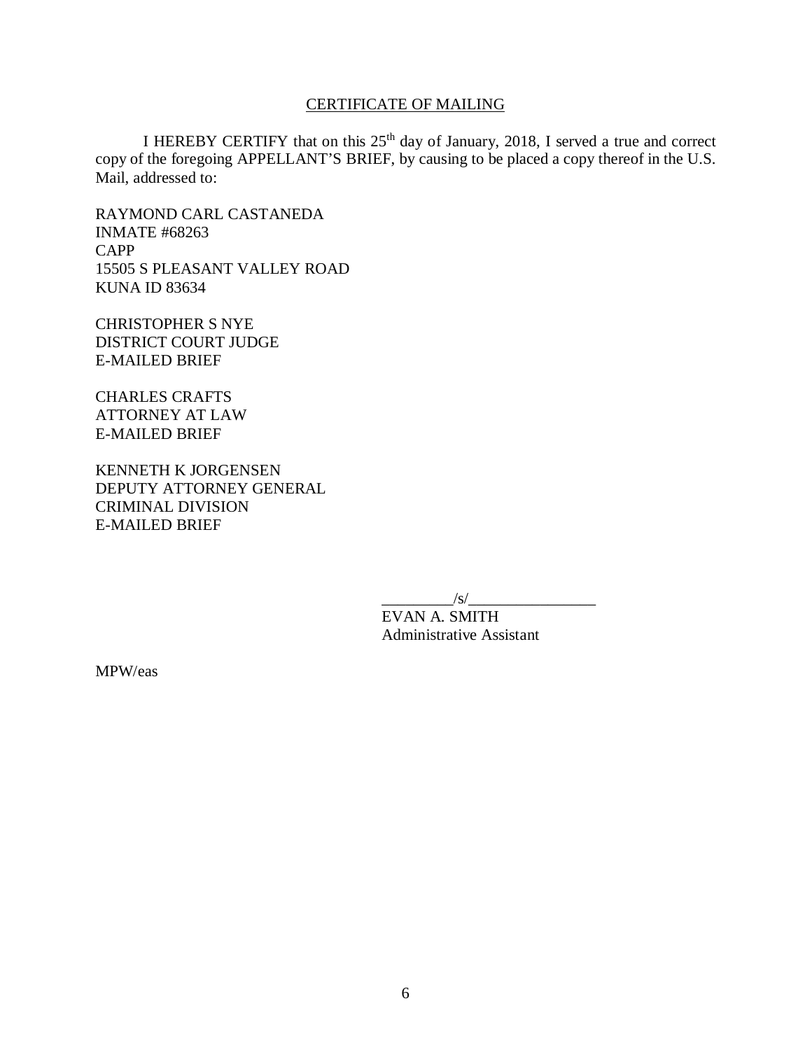## CERTIFICATE OF MAILING

I HEREBY CERTIFY that on this 25th day of January, 2018, I served a true and correct copy of the foregoing APPELLANT'S BRIEF, by causing to be placed a copy thereof in the U.S. Mail, addressed to:

RAYMOND CARL CASTANEDA  
INMATE #68263  
CAPP  
15505 S PLEASANT VALLEY ROAD  
KUNA ID 83634

CHRISTOPHER S NYE  
DISTRICT COURT JUDGE  
E-MAILED BRIEF

CHARLES CRAFTS  
ATTORNEY AT LAW  
E-MAILED BRIEF

KENNETH K JORGENSEN  
DEPUTY ATTORNEY GENERAL  
CRIMINAL DIVISION  
E-MAILED BRIEF

_________/s/________________  
EVAN A. SMITH  
Administrative Assistant

MPW/eas